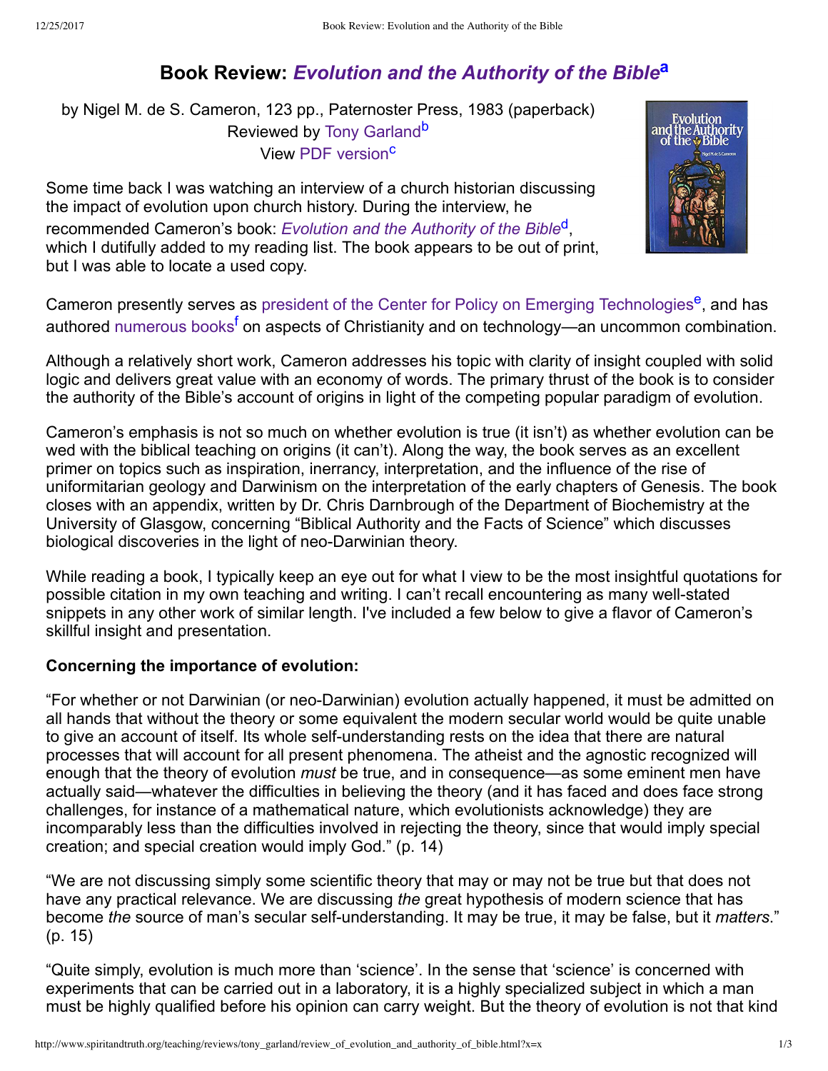# Book Review: *Evolution and the Authority of the Bible*[a]

by Nigel M. de S. Cameron, 123 pp., Paternoster Press, 1983 (paperback)
Reviewed by Tony Garland[b]
View PDF version[c]

Some time back I was watching an interview of a church historian discussing the impact of evolution upon church history. During the interview, he recommended Cameron's book: *Evolution and the Authority of the Bible*[d], which I dutifully added to my reading list. The book appears to be out of print, but I was able to locate a used copy.

Cameron presently serves as president of the Center for Policy on Emerging Technologies[e], and has authored numerous books[f] on aspects of Christianity and on technology—an uncommon combination.

Although a relatively short work, Cameron addresses his topic with clarity of insight coupled with solid logic and delivers great value with an economy of words. The primary thrust of the book is to consider the authority of the Bible's account of origins in light of the competing popular paradigm of evolution.

Cameron's emphasis is not so much on whether evolution is true (it isn't) as whether evolution can be wed with the biblical teaching on origins (it can't). Along the way, the book serves as an excellent primer on topics such as inspiration, inerrancy, interpretation, and the influence of the rise of uniformitarian geology and Darwinism on the interpretation of the early chapters of Genesis. The book closes with an appendix, written by Dr. Chris Darnbrough of the Department of Biochemistry at the University of Glasgow, concerning "Biblical Authority and the Facts of Science" which discusses biological discoveries in the light of neo-Darwinian theory.

While reading a book, I typically keep an eye out for what I view to be the most insightful quotations for possible citation in my own teaching and writing. I can't recall encountering as many well-stated snippets in any other work of similar length. I've included a few below to give a flavor of Cameron's skillful insight and presentation.

**Concerning the importance of evolution:**

"For whether or not Darwinian (or neo-Darwinian) evolution actually happened, it must be admitted on all hands that without the theory or some equivalent the modern secular world would be quite unable to give an account of itself. Its whole self-understanding rests on the idea that there are natural processes that will account for all present phenomena. The atheist and the agnostic recognized well enough that the theory of evolution *must* be true, and in consequence—as some eminent men have actually said—whatever the difficulties in believing the theory (and it has faced and does face strong challenges, for instance of a mathematical nature, which evolutionists acknowledge) they are incomparably less than the difficulties involved in rejecting the theory, since that would imply special creation; and special creation would imply God." (p. 14)

"We are not discussing simply some scientific theory that may or may not be true but that does not have any practical relevance. We are discussing *the* great hypothesis of modern science that has become *the* source of man's secular self-understanding. It may be true, it may be false, but it *matters*." (p. 15)

"Quite simply, evolution is much more than 'science'. In the sense that 'science' is concerned with experiments that can be carried out in a laboratory, it is a highly specialized subject in which a man must be highly qualified before his opinion can carry weight. But the theory of evolution is not that kind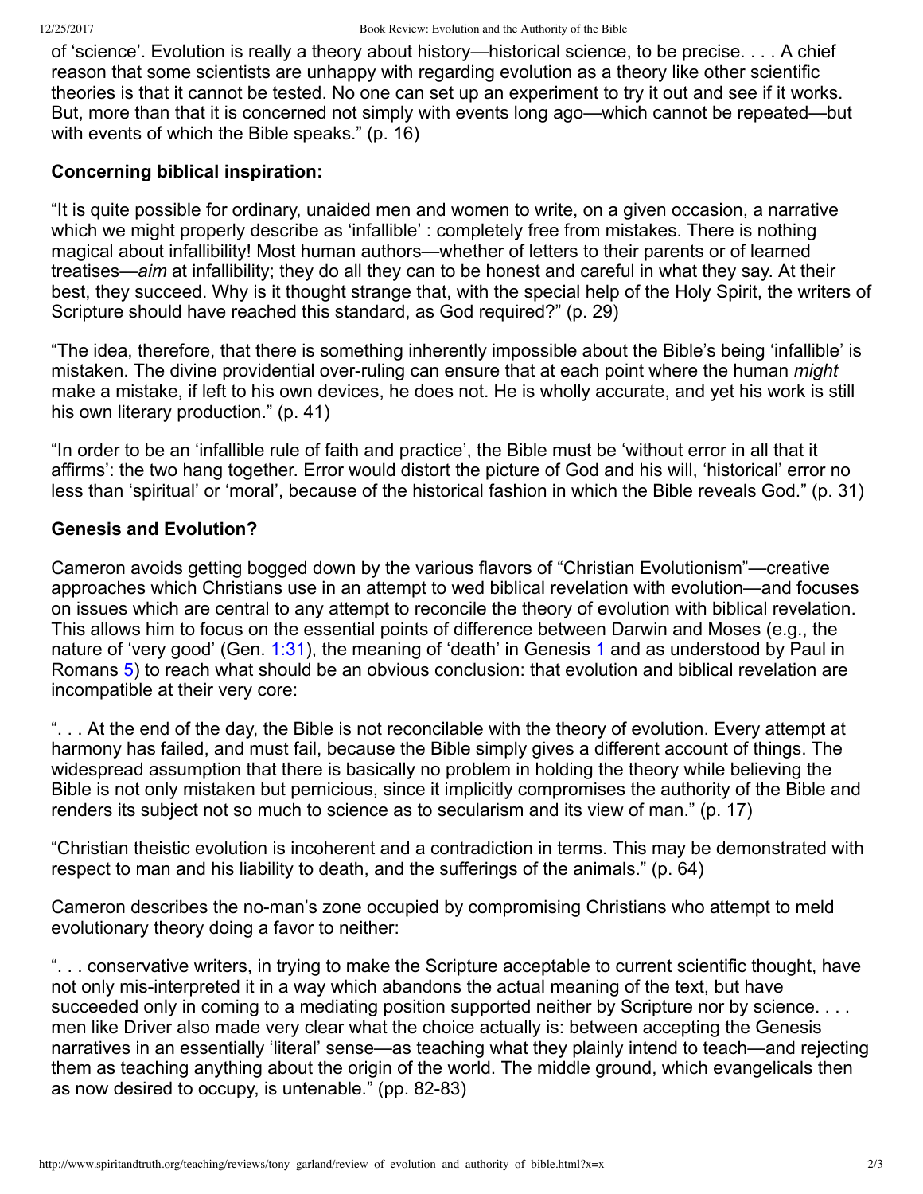of 'science'. Evolution is really a theory about history—historical science, to be precise. . . . A chief reason that some scientists are unhappy with regarding evolution as a theory like other scientific theories is that it cannot be tested. No one can set up an experiment to try it out and see if it works. But, more than that it is concerned not simply with events long ago—which cannot be repeated—but with events of which the Bible speaks." (p. 16)

### Concerning biblical inspiration:

"It is quite possible for ordinary, unaided men and women to write, on a given occasion, a narrative which we might properly describe as 'infallible' : completely free from mistakes. There is nothing magical about infallibility! Most human authors—whether of letters to their parents or of learned treatises—*aim* at infallibility; they do all they can to be honest and careful in what they say. At their best, they succeed. Why is it thought strange that, with the special help of the Holy Spirit, the writers of Scripture should have reached this standard, as God required?" (p. 29)

"The idea, therefore, that there is something inherently impossible about the Bible's being 'infallible' is mistaken. The divine providential over-ruling can ensure that at each point where the human *might* make a mistake, if left to his own devices, he does not. He is wholly accurate, and yet his work is still his own literary production." (p. 41)

"In order to be an 'infallible rule of faith and practice', the Bible must be 'without error in all that it affirms': the two hang together. Error would distort the picture of God and his will, 'historical' error no less than 'spiritual' or 'moral', because of the historical fashion in which the Bible reveals God." (p. 31)

### Genesis and Evolution?

Cameron avoids getting bogged down by the various flavors of "Christian Evolutionism"—creative approaches which Christians use in an attempt to wed biblical revelation with evolution—and focuses on issues which are central to any attempt to reconcile the theory of evolution with biblical revelation. This allows him to focus on the essential points of difference between Darwin and Moses (e.g., the nature of 'very good' (Gen. 1:31), the meaning of 'death' in Genesis 1 and as understood by Paul in Romans 5) to reach what should be an obvious conclusion: that evolution and biblical revelation are incompatible at their very core:

". . . At the end of the day, the Bible is not reconcilable with the theory of evolution. Every attempt at harmony has failed, and must fail, because the Bible simply gives a different account of things. The widespread assumption that there is basically no problem in holding the theory while believing the Bible is not only mistaken but pernicious, since it implicitly compromises the authority of the Bible and renders its subject not so much to science as to secularism and its view of man." (p. 17)

"Christian theistic evolution is incoherent and a contradiction in terms. This may be demonstrated with respect to man and his liability to death, and the sufferings of the animals." (p. 64)

Cameron describes the no-man's zone occupied by compromising Christians who attempt to meld evolutionary theory doing a favor to neither:

". . . conservative writers, in trying to make the Scripture acceptable to current scientific thought, have not only mis-interpreted it in a way which abandons the actual meaning of the text, but have succeeded only in coming to a mediating position supported neither by Scripture nor by science. . . . men like Driver also made very clear what the choice actually is: between accepting the Genesis narratives in an essentially 'literal' sense—as teaching what they plainly intend to teach—and rejecting them as teaching anything about the origin of the world. The middle ground, which evangelicals then as now desired to occupy, is untenable." (pp. 82-83)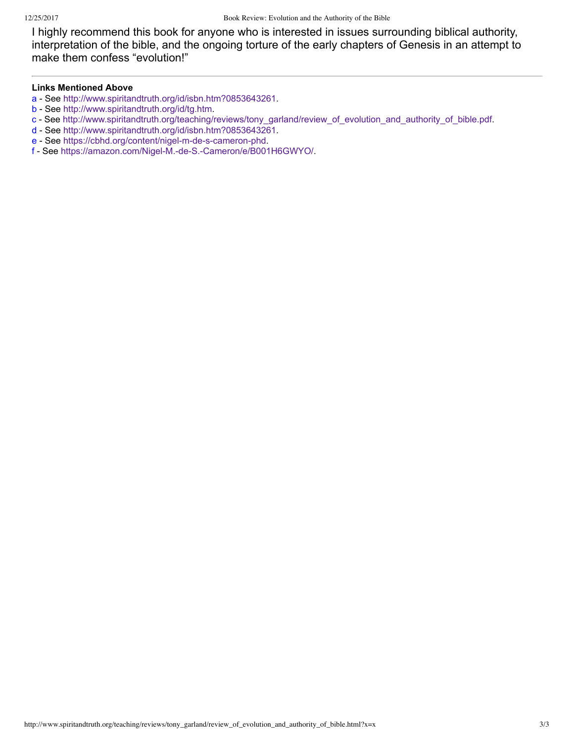I highly recommend this book for anyone who is interested in issues surrounding biblical authority, interpretation of the bible, and the ongoing torture of the early chapters of Genesis in an attempt to make them confess “evolution!”

---

**Links Mentioned Above**

a - See http://www.spiritandtruth.org/id/isbn.htm?0853643261.
b - See http://www.spiritandtruth.org/id/tg.htm.
c - See http://www.spiritandtruth.org/teaching/reviews/tony_garland/review_of_evolution_and_authority_of_bible.pdf.
d - See http://www.spiritandtruth.org/id/isbn.htm?0853643261.
e - See https://cbhd.org/content/nigel-m-de-s-cameron-phd.
f - See https://amazon.com/Nigel-M.-de-S.-Cameron/e/B001H6GWYO/.